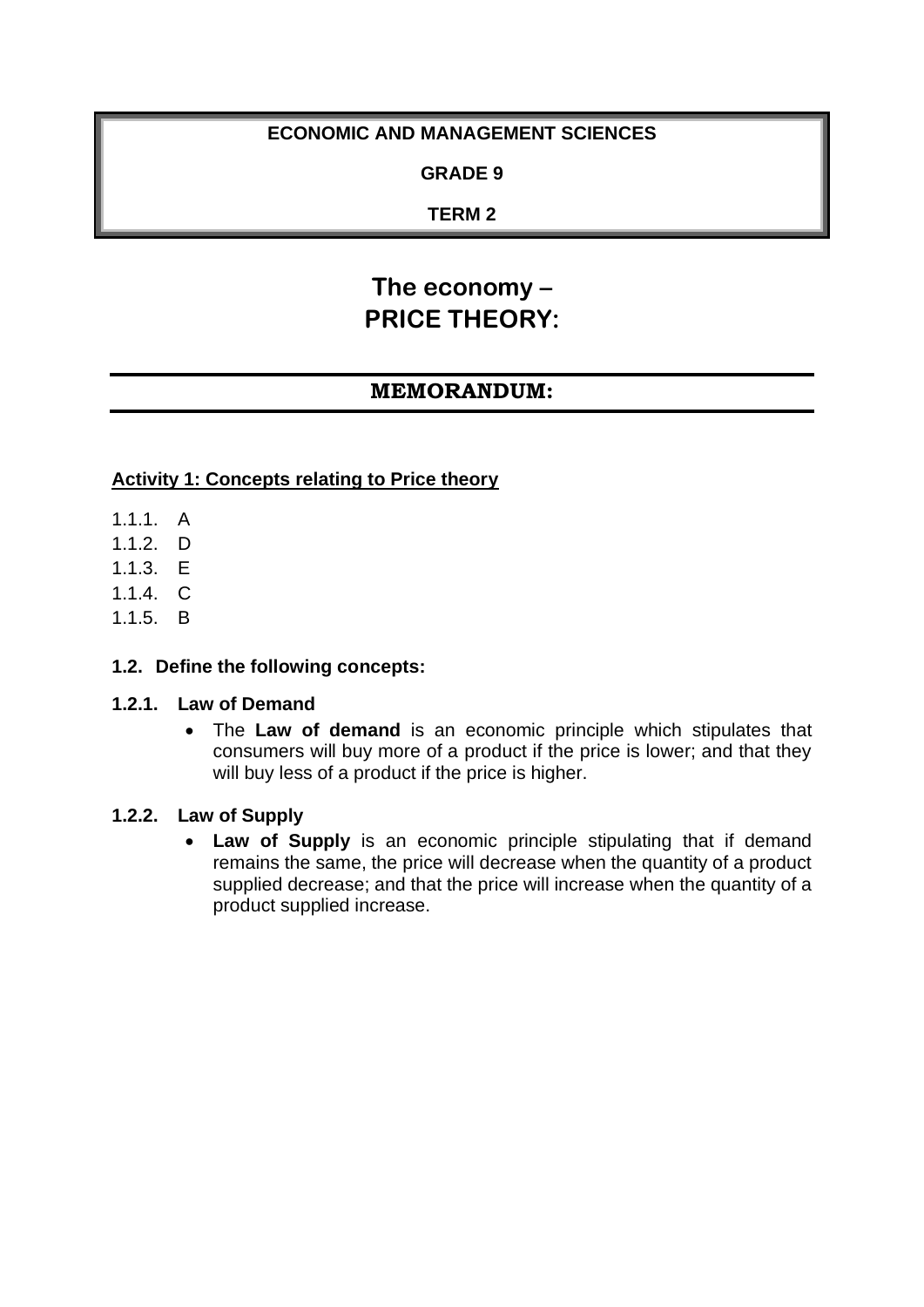**ECONOMIC AND MANAGEMENT SCIENCES**

**GRADE 9**

**TERM 2**

# The economy – PRICE THEORY:

## MEMORANDUM:

**Activity 1: Concepts relating to Price theory**

1.1.1. A
1.1.2. D
1.1.3. E
1.1.4. C
1.1.5. B

### 1.2. Define the following concepts:

#### 1.2.1. Law of Demand

- The **Law of demand** is an economic principle which stipulates that consumers will buy more of a product if the price is lower; and that they will buy less of a product if the price is higher.

#### 1.2.2. Law of Supply

- **Law of Supply** is an economic principle stipulating that if demand remains the same, the price will decrease when the quantity of a product supplied decrease; and that the price will increase when the quantity of a product supplied increase.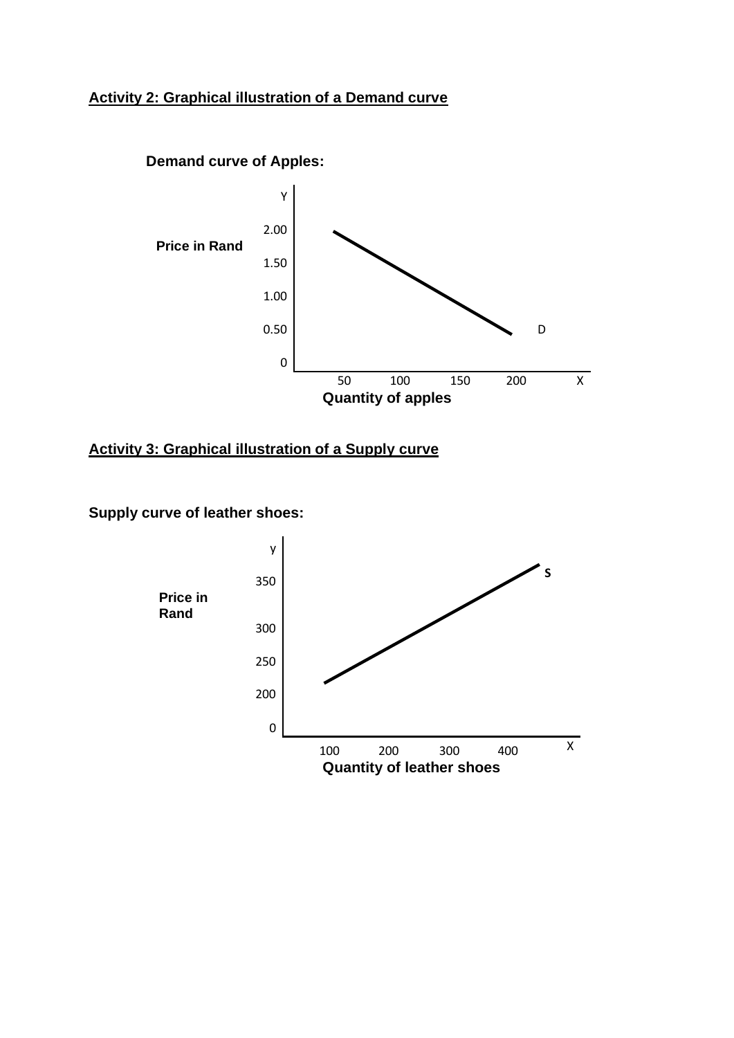**Activity 2: Graphical illustration of a Demand curve**

**Demand curve of Apples:**

Y

2.00

**Price in Rand**

1.50

1.00

0.50

D

0

50 100 150 200 X

**Quantity of apples**

**Activity 3: Graphical illustration of a Supply curve**

**Supply curve of leather shoes:**

y

S

350

**Price in Rand**

300

250

200

0

100 200 300 400 X

**Quantity of leather shoes**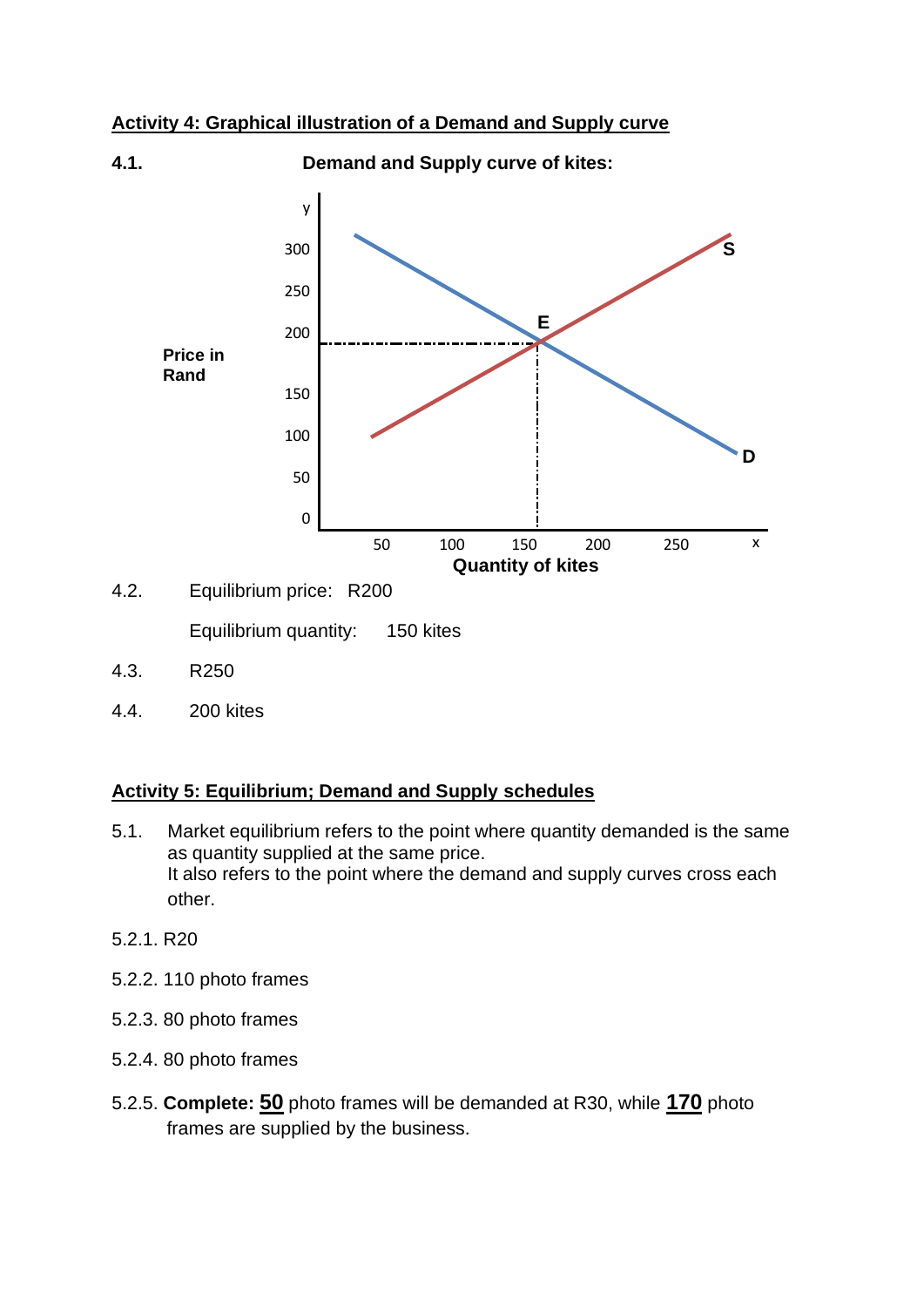## Activity 4: Graphical illustration of a Demand and Supply curve

**4.1.** **Demand and Supply curve of kites:**

y

300

250

200

**Price in Rand**

150

100

50

0

50 100 150 200 250 x

**Quantity of kites**

**E** **S** **D**

4.2. Equilibrium price: R200

Equilibrium quantity: 150 kites

4.3. R250

4.4. 200 kites

## Activity 5: Equilibrium; Demand and Supply schedules

5.1. Market equilibrium refers to the point where quantity demanded is the same as quantity supplied at the same price.
It also refers to the point where the demand and supply curves cross each other.

5.2.1. R20

5.2.2. 110 photo frames

5.2.3. 80 photo frames

5.2.4. 80 photo frames

5.2.5. **Complete:** **50** photo frames will be demanded at R30, while **170** photo frames are supplied by the business.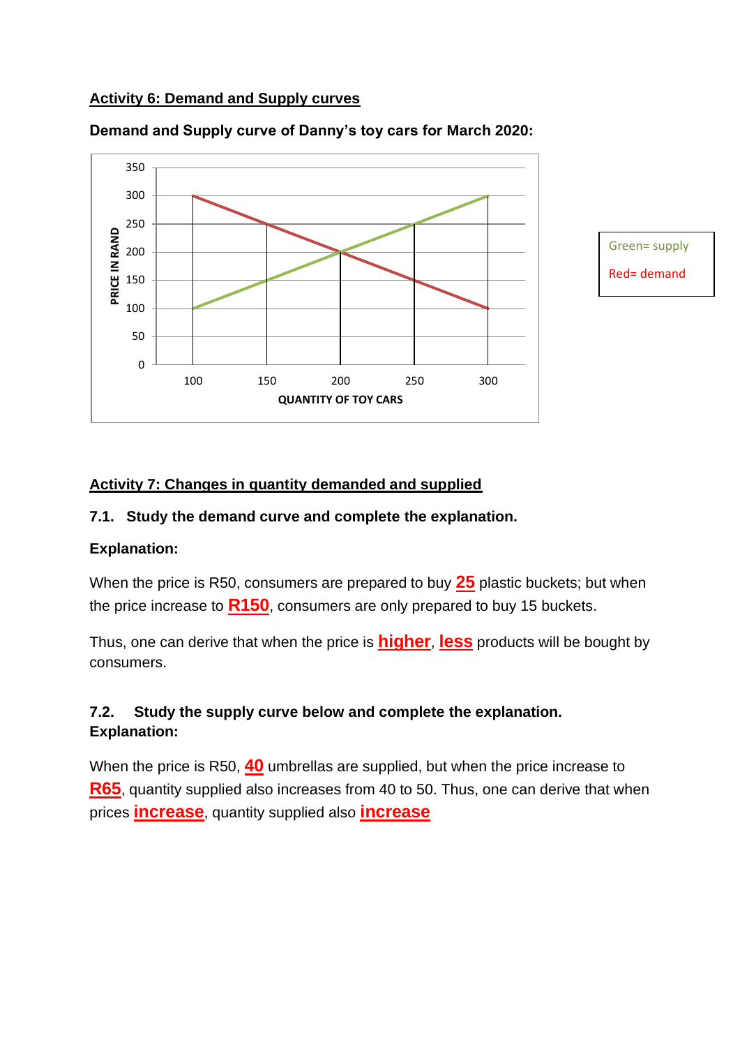## Activity 6: Demand and Supply curves

**Demand and Supply curve of Danny's toy cars for March 2020:**

PRICE IN RAND

QUANTITY OF TOY CARS

Green= supply

Red= demand

## Activity 7: Changes in quantity demanded and supplied

**7.1. Study the demand curve and complete the explanation.**

**Explanation:**

When the price is R50, consumers are prepared to buy **25** plastic buckets; but when the price increase to **R150**, consumers are only prepared to buy 15 buckets.

Thus, one can derive that when the price is **higher**, **less** products will be bought by consumers.

**7.2. Study the supply curve below and complete the explanation.**
**Explanation:**

When the price is R50, **40** umbrellas are supplied, but when the price increase to **R65**, quantity supplied also increases from 40 to 50. Thus, one can derive that when prices **increase**, quantity supplied also **increase**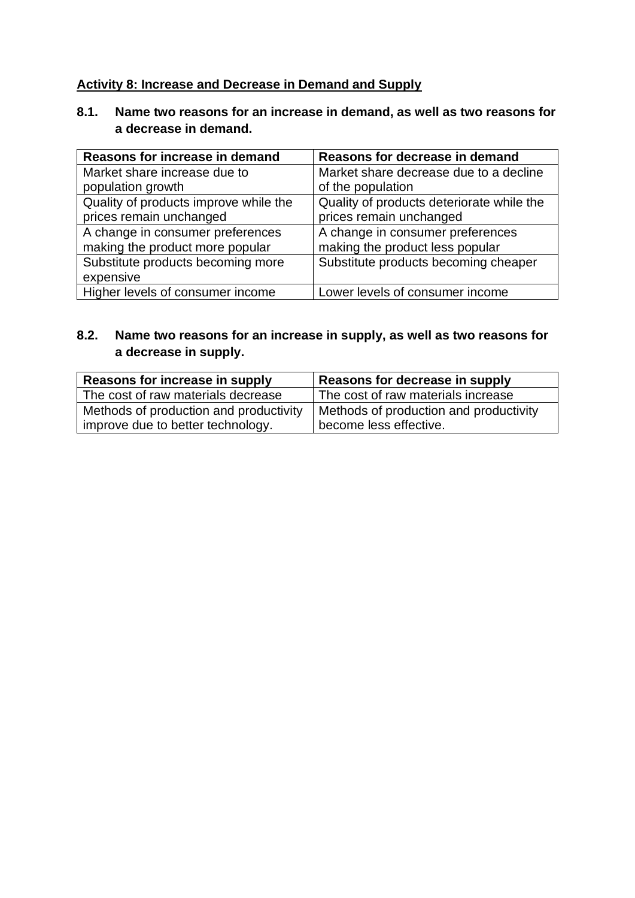**Activity 8: Increase and Decrease in Demand and Supply**

**8.1. Name two reasons for an increase in demand, as well as two reasons for a decrease in demand.**

| Reasons for increase in demand | Reasons for decrease in demand |
|---|---|
| Market share increase due to population growth | Market share decrease due to a decline of the population |
| Quality of products improve while the prices remain unchanged | Quality of products deteriorate while the prices remain unchanged |
| A change in consumer preferences making the product more popular | A change in consumer preferences making the product less popular |
| Substitute products becoming more expensive | Substitute products becoming cheaper |
| Higher levels of consumer income | Lower levels of consumer income |

**8.2. Name two reasons for an increase in supply, as well as two reasons for a decrease in supply.**

| Reasons for increase in supply | Reasons for decrease in supply |
|---|---|
| The cost of raw materials decrease | The cost of raw materials increase |
| Methods of production and productivity improve due to better technology. | Methods of production and productivity become less effective. |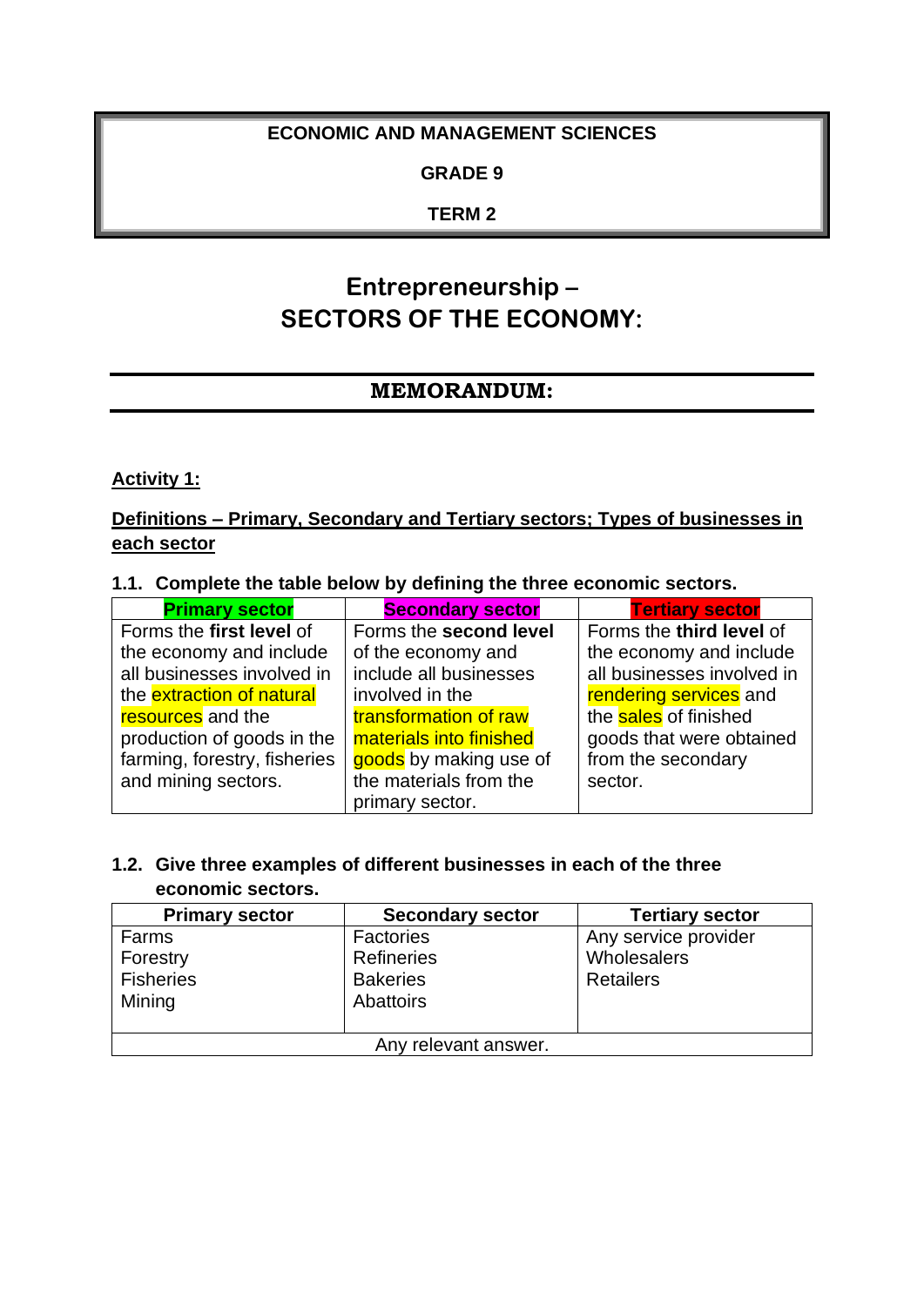**ECONOMIC AND MANAGEMENT SCIENCES**

**GRADE 9**

**TERM 2**

# Entrepreneurship – SECTORS OF THE ECONOMY:

## MEMORANDUM:

**Activity 1:**

**Definitions – Primary, Secondary and Tertiary sectors; Types of businesses in each sector**

**1.1. Complete the table below by defining the three economic sectors.**

| Primary sector | Secondary sector | Tertiary sector |
|---|---|---|
| Forms the **first level** of the economy and include all businesses involved in the extraction of natural resources and the production of goods in the farming, forestry, fisheries and mining sectors. | Forms the **second level** of the economy and include all businesses involved in the transformation of raw materials into finished goods by making use of the materials from the primary sector. | Forms the **third level** of the economy and include all businesses involved in rendering services and the sales of finished goods that were obtained from the secondary sector. |

**1.2. Give three examples of different businesses in each of the three economic sectors.**

| Primary sector | Secondary sector | Tertiary sector |
|---|---|---|
| Farms<br>Forestry<br>Fisheries<br>Mining | Factories<br>Refineries<br>Bakeries<br>Abattoirs | Any service provider<br>Wholesalers<br>Retailers |
| Any relevant answer. | | |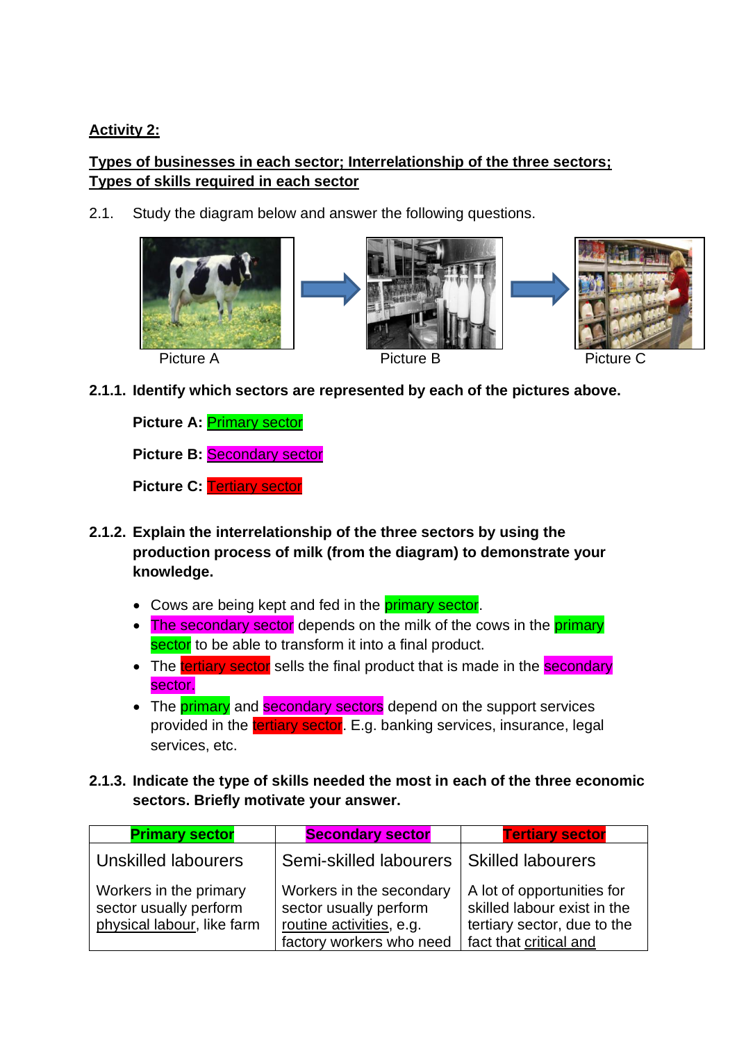**Activity 2:**

**Types of businesses in each sector; Interrelationship of the three sectors; Types of skills required in each sector**

2.1. Study the diagram below and answer the following questions.

Picture A → Picture B → Picture C

**2.1.1. Identify which sectors are represented by each of the pictures above.**

**Picture A:** Primary sector

**Picture B:** Secondary sector

**Picture C:** Tertiary sector

**2.1.2. Explain the interrelationship of the three sectors by using the production process of milk (from the diagram) to demonstrate your knowledge.**

- Cows are being kept and fed in the primary sector.
- The secondary sector depends on the milk of the cows in the primary sector to be able to transform it into a final product.
- The tertiary sector sells the final product that is made in the secondary sector.
- The primary and secondary sectors depend on the support services provided in the tertiary sector. E.g. banking services, insurance, legal services, etc.

**2.1.3. Indicate the type of skills needed the most in each of the three economic sectors. Briefly motivate your answer.**

| Primary sector | Secondary sector | Tertiary sector |
|---|---|---|
| Unskilled labourers | Semi-skilled labourers | Skilled labourers |
| Workers in the primary sector usually perform physical labour, like farm | Workers in the secondary sector usually perform routine activities, e.g. factory workers who need | A lot of opportunities for skilled labour exist in the tertiary sector, due to the fact that critical and |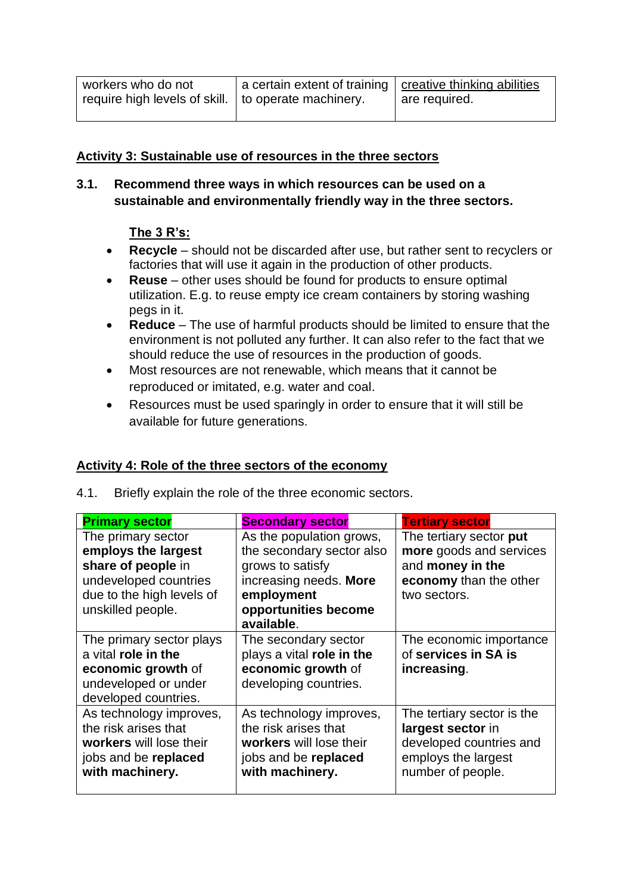| | | |
|---|---|---|
| workers who do not require high levels of skill. | a certain extent of training to operate machinery. | creative thinking abilities are required. |

**Activity 3: Sustainable use of resources in the three sectors**

**3.1. Recommend three ways in which resources can be used on a sustainable and environmentally friendly way in the three sectors.**

**The 3 R's:**

- **Recycle** – should not be discarded after use, but rather sent to recyclers or factories that will use it again in the production of other products.
- **Reuse** – other uses should be found for products to ensure optimal utilization. E.g. to reuse empty ice cream containers by storing washing pegs in it.
- **Reduce** – The use of harmful products should be limited to ensure that the environment is not polluted any further. It can also refer to the fact that we should reduce the use of resources in the production of goods.
- Most resources are not renewable, which means that it cannot be reproduced or imitated, e.g. water and coal.
- Resources must be used sparingly in order to ensure that it will still be available for future generations.

**Activity 4: Role of the three sectors of the economy**

4.1. Briefly explain the role of the three economic sectors.

| **Primary sector** | **Secondary sector** | **Tertiary sector** |
|---|---|---|
| The primary sector **employs the largest share of people** in undeveloped countries due to the high levels of unskilled people. | As the population grows, the secondary sector also grows to satisfy increasing needs. **More employment opportunities become available**. | The tertiary sector **put more** goods and services and **money in the economy** than the other two sectors. |
| The primary sector plays a vital **role in the economic growth** of undeveloped or under developed countries. | The secondary sector plays a vital **role in the economic growth** of developing countries. | The economic importance of **services in SA is increasing**. |
| As technology improves, the risk arises that **workers** will lose their jobs and be **replaced with machinery.** | As technology improves, the risk arises that **workers** will lose their jobs and be **replaced with machinery.** | The tertiary sector is the **largest sector** in developed countries and employs the largest number of people. |